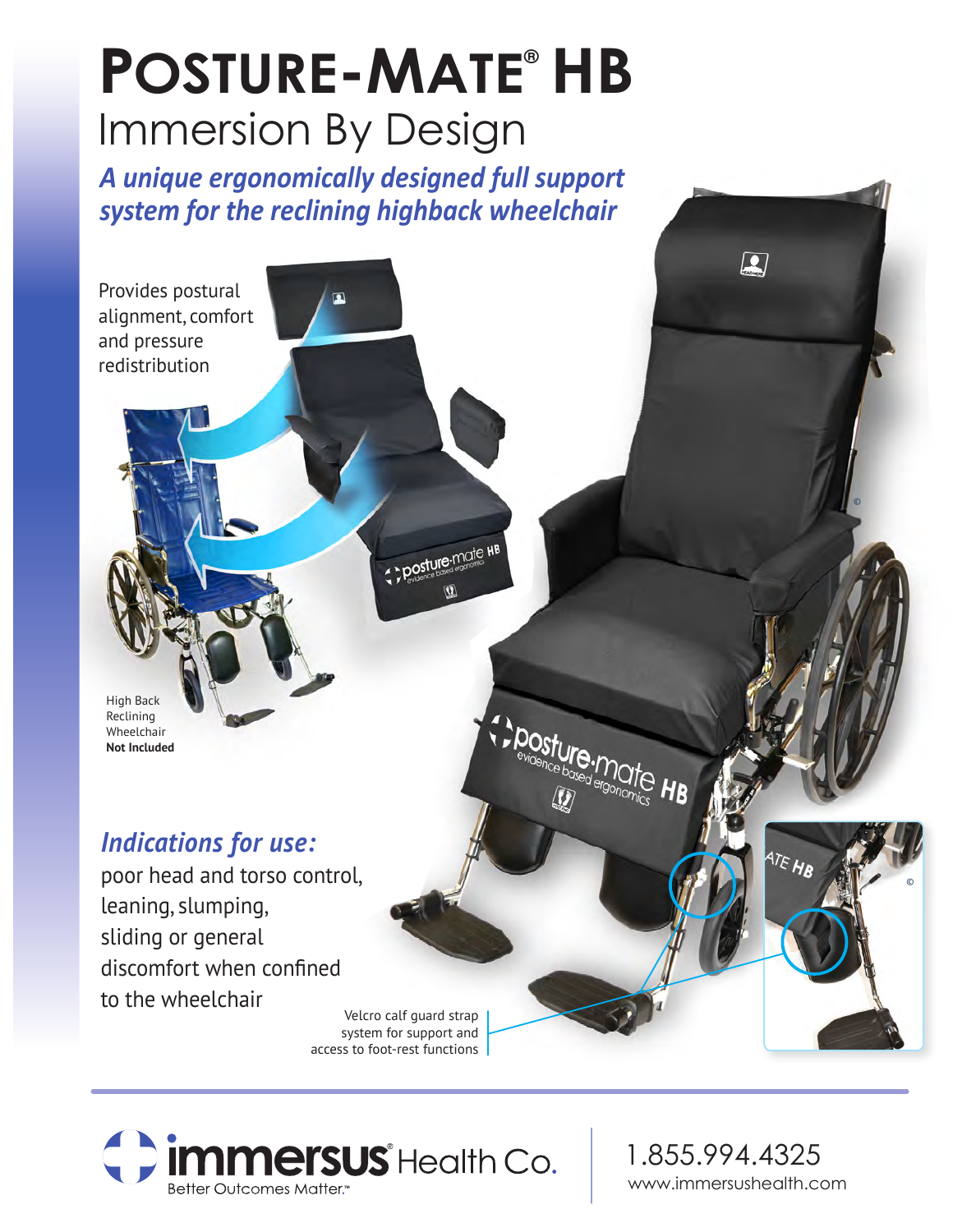# POSTURE-MATE® HB

## Immersion By Design

***A unique ergonomically designed full support system for the reclining highback wheelchair***

Provides postural alignment, comfort and pressure redistribution

High Back Reclining Wheelchair **Not Included**

## *Indications for use:*

poor head and torso control, leaning, slumping, sliding or general discomfort when confined to the wheelchair

Velcro calf guard strap system for support and access to foot-rest functions

**immersus**® Health Co.
Better Outcomes Matter.™

1.855.994.4325
www.immersushealth.com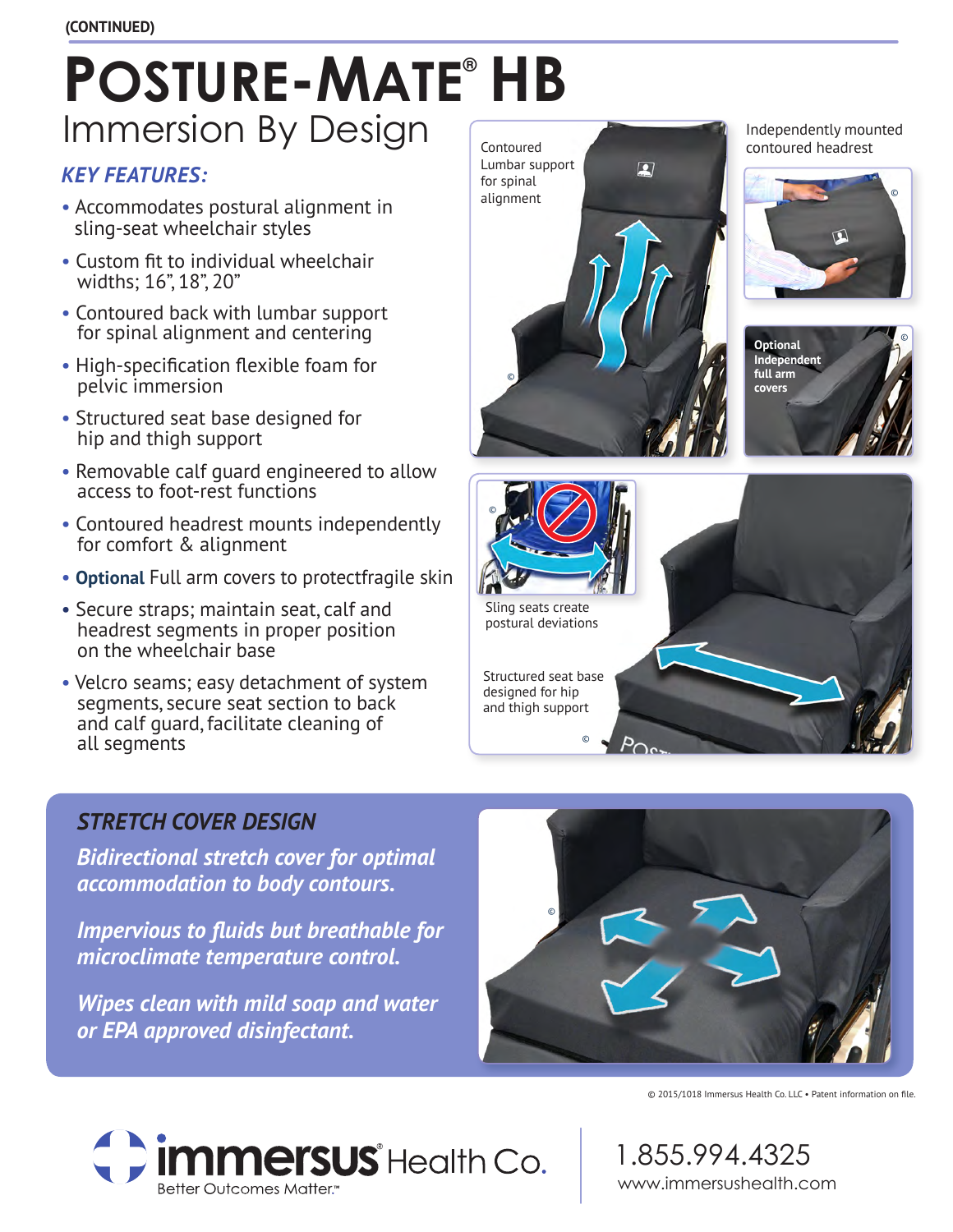(CONTINUED)

# POSTURE-MATE® HB

## Immersion By Design

### KEY FEATURES:

- Accommodates postural alignment in sling-seat wheelchair styles
- Custom fit to individual wheelchair widths; 16", 18", 20"
- Contoured back with lumbar support for spinal alignment and centering
- High-specification flexible foam for pelvic immersion
- Structured seat base designed for hip and thigh support
- Removable calf guard engineered to allow access to foot-rest functions
- Contoured headrest mounts independently for comfort & alignment
- **Optional** Full arm covers to protectfragile skin
- Secure straps; maintain seat, calf and headrest segments in proper position on the wheelchair base
- Velcro seams; easy detachment of system segments, secure seat section to back and calf guard, facilitate cleaning of all segments

Contoured Lumbar support for spinal alignment

Independently mounted contoured headrest

**Optional Independent full arm covers**

Sling seats create postural deviations

Structured seat base designed for hip and thigh support

### STRETCH COVER DESIGN

***Bidirectional stretch cover for optimal accommodation to body contours.***

***Impervious to fluids but breathable for microclimate temperature control.***

***Wipes clean with mild soap and water or EPA approved disinfectant.***

© 2015/1018 Immersus Health Co. LLC • Patent information on file.

immersus® Health Co.
Better Outcomes Matter.™

1.855.994.4325
www.immersushealth.com